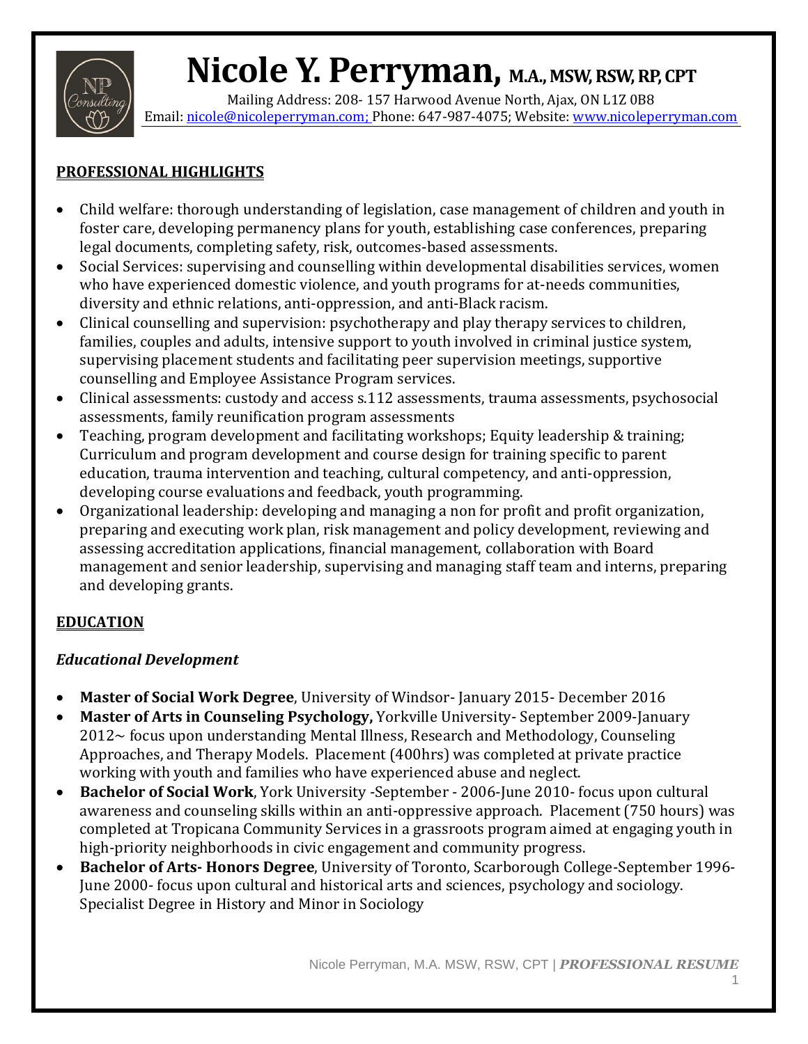# Nicole Y. Perryman, M.A., MSW, RSW, RP, CPT

Mailing Address: 208- 157 Harwood Avenue North, Ajax, ON L1Z 0B8
Email: nicole@nicoleperryman.com; Phone: 647-987-4075; Website: www.nicoleperryman.com

## PROFESSIONAL HIGHLIGHTS

- Child welfare: thorough understanding of legislation, case management of children and youth in foster care, developing permanency plans for youth, establishing case conferences, preparing legal documents, completing safety, risk, outcomes-based assessments.
- Social Services: supervising and counselling within developmental disabilities services, women who have experienced domestic violence, and youth programs for at-needs communities, diversity and ethnic relations, anti-oppression, and anti-Black racism.
- Clinical counselling and supervision: psychotherapy and play therapy services to children, families, couples and adults, intensive support to youth involved in criminal justice system, supervising placement students and facilitating peer supervision meetings, supportive counselling and Employee Assistance Program services.
- Clinical assessments: custody and access s.112 assessments, trauma assessments, psychosocial assessments, family reunification program assessments
- Teaching, program development and facilitating workshops; Equity leadership & training; Curriculum and program development and course design for training specific to parent education, trauma intervention and teaching, cultural competency, and anti-oppression, developing course evaluations and feedback, youth programming.
- Organizational leadership: developing and managing a non for profit and profit organization, preparing and executing work plan, risk management and policy development, reviewing and assessing accreditation applications, financial management, collaboration with Board management and senior leadership, supervising and managing staff team and interns, preparing and developing grants.

## EDUCATION

### *Educational Development*

- **Master of Social Work Degree**, University of Windsor- January 2015- December 2016
- **Master of Arts in Counseling Psychology,** Yorkville University- September 2009-January 2012~ focus upon understanding Mental Illness, Research and Methodology, Counseling Approaches, and Therapy Models. Placement (400hrs) was completed at private practice working with youth and families who have experienced abuse and neglect.
- **Bachelor of Social Work**, York University -September - 2006-June 2010- focus upon cultural awareness and counseling skills within an anti-oppressive approach. Placement (750 hours) was completed at Tropicana Community Services in a grassroots program aimed at engaging youth in high-priority neighborhoods in civic engagement and community progress.
- **Bachelor of Arts- Honors Degree**, University of Toronto, Scarborough College-September 1996-June 2000- focus upon cultural and historical arts and sciences, psychology and sociology. Specialist Degree in History and Minor in Sociology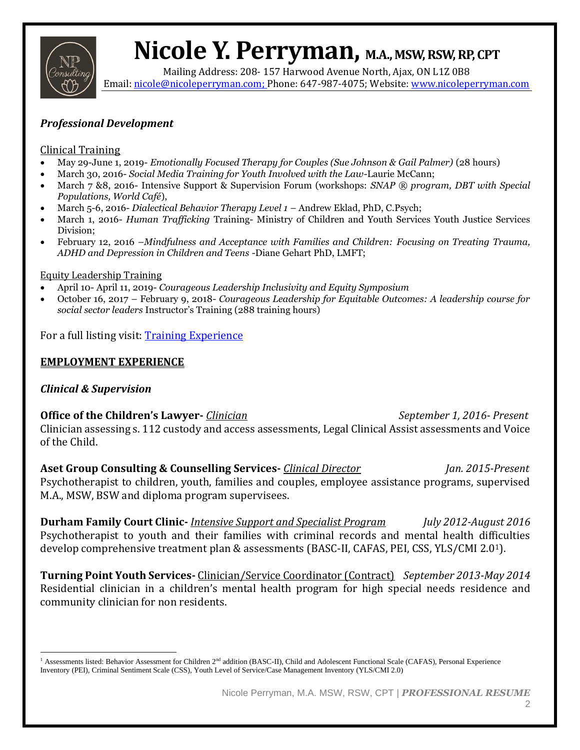# Nicole Y. Perryman, M.A., MSW, RSW, RP, CPT

Mailing Address: 208- 157 Harwood Avenue North, Ajax, ON L1Z 0B8
Email: nicole@nicoleperryman.com; Phone: 647-987-4075; Website: www.nicoleperryman.com

### *Professional Development*

Clinical Training

- May 29-June 1, 2019- *Emotionally Focused Therapy for Couples (Sue Johnson & Gail Palmer)* (28 hours)
- March 30, 2016- *Social Media Training for Youth Involved with the Law*-Laurie McCann;
- March 7 &8, 2016- Intensive Support & Supervision Forum (workshops: *SNAP ® program, DBT with Special Populations, World Café*),
- March 5-6, 2016- *Dialectical Behavior Therapy Level 1* – Andrew Eklad, PhD, C.Psych;
- March 1, 2016- *Human Trafficking* Training- Ministry of Children and Youth Services Youth Justice Services Division;
- February 12, 2016 –*Mindfulness and Acceptance with Families and Children: Focusing on Treating Trauma, ADHD and Depression in Children and Teens* -Diane Gehart PhD, LMFT;

Equity Leadership Training

- April 10- April 11, 2019- *Courageous Leadership Inclusivity and Equity Symposium*
- October 16, 2017 – February 9, 2018- *Courageous Leadership for Equitable Outcomes: A leadership course for social sector leaders* Instructor's Training (288 training hours)

For a full listing visit: Training Experience

## EMPLOYMENT EXPERIENCE

### *Clinical & Supervision*

**Office of the Children's Lawyer-** *Clinician* — *September 1, 2016- Present*
Clinician assessing s. 112 custody and access assessments, Legal Clinical Assist assessments and Voice of the Child.

**Aset Group Consulting & Counselling Services-** *Clinical Director* — *Jan. 2015-Present*
Psychotherapist to children, youth, families and couples, employee assistance programs, supervised M.A., MSW, BSW and diploma program supervisees.

**Durham Family Court Clinic-** *Intensive Support and Specialist Program* — *July 2012-August 2016*
Psychotherapist to youth and their families with criminal records and mental health difficulties develop comprehensive treatment plan & assessments (BASC-II, CAFAS, PEI, CSS, YLS/CMI 2.0[1]).

**Turning Point Youth Services-** Clinician/Service Coordinator (Contract) — *September 2013-May 2014*
Residential clinician in a children's mental health program for high special needs residence and community clinician for non residents.

---

[1] Assessments listed: Behavior Assessment for Children 2nd addition (BASC-II), Child and Adolescent Functional Scale (CAFAS), Personal Experience Inventory (PEI), Criminal Sentiment Scale (CSS), Youth Level of Service/Case Management Inventory (YLS/CMI 2.0)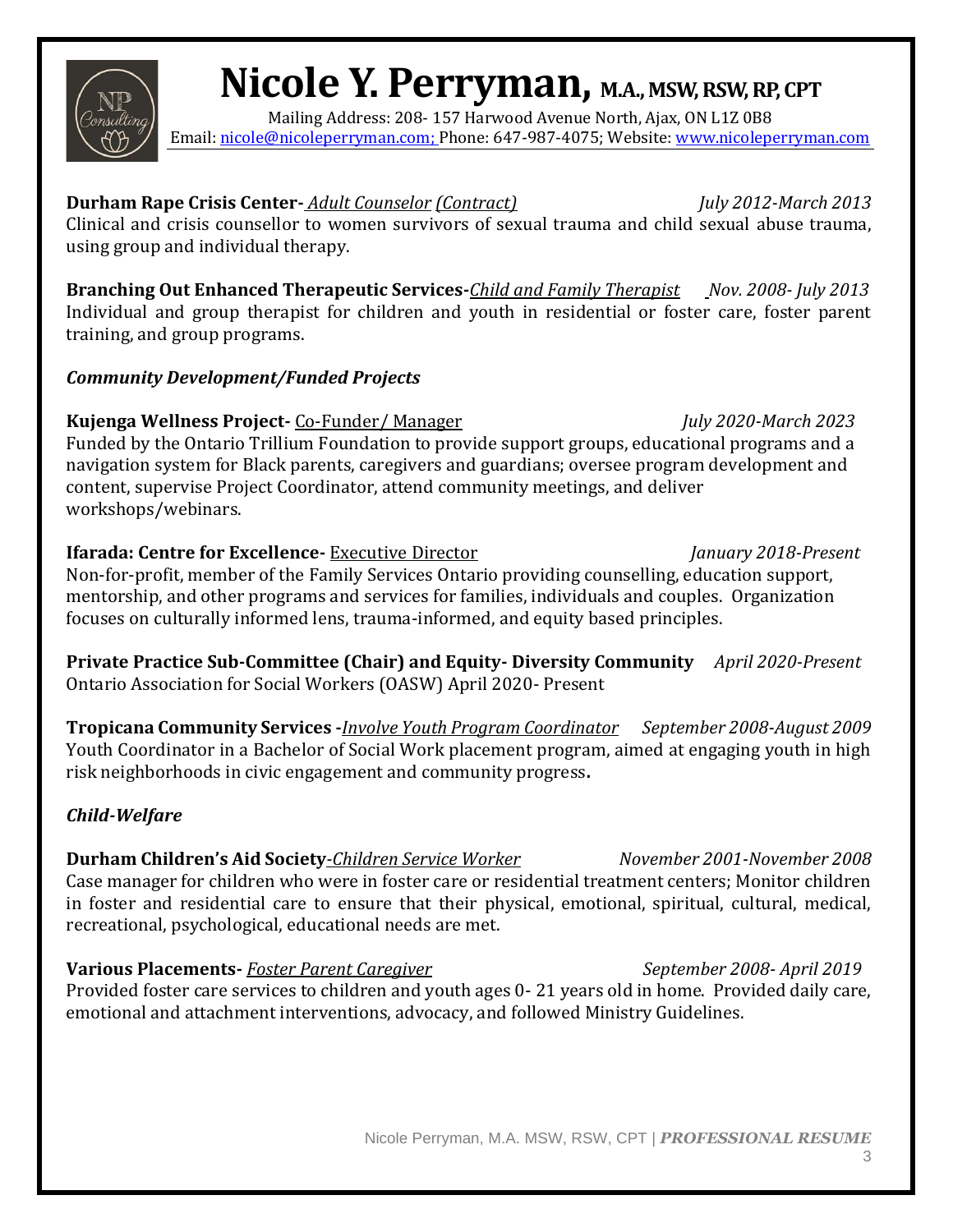# Nicole Y. Perryman, M.A., MSW, RSW, RP, CPT

Mailing Address: 208- 157 Harwood Avenue North, Ajax, ON L1Z 0B8
Email: nicole@nicoleperryman.com; Phone: 647-987-4075; Website: www.nicoleperryman.com

**Durham Rape Crisis Center-** *Adult Counselor (Contract)* *July 2012-March 2013*
Clinical and crisis counsellor to women survivors of sexual trauma and child sexual abuse trauma, using group and individual therapy.

**Branching Out Enhanced Therapeutic Services-***Child and Family Therapist* *Nov. 2008- July 2013*
Individual and group therapist for children and youth in residential or foster care, foster parent training, and group programs.

***Community Development/Funded Projects***

**Kujenga Wellness Project-** Co-Funder/ Manager *July 2020-March 2023*
Funded by the Ontario Trillium Foundation to provide support groups, educational programs and a navigation system for Black parents, caregivers and guardians; oversee program development and content, supervise Project Coordinator, attend community meetings, and deliver workshops/webinars.

**Ifarada: Centre for Excellence-** Executive Director *January 2018-Present*
Non-for-profit, member of the Family Services Ontario providing counselling, education support, mentorship, and other programs and services for families, individuals and couples. Organization focuses on culturally informed lens, trauma-informed, and equity based principles.

**Private Practice Sub-Committee (Chair) and Equity- Diversity Community** *April 2020-Present*
Ontario Association for Social Workers (OASW) April 2020- Present

**Tropicana Community Services -***Involve Youth Program Coordinator* *September 2008-August 2009*
Youth Coordinator in a Bachelor of Social Work placement program, aimed at engaging youth in high risk neighborhoods in civic engagement and community progress.

***Child-Welfare***

**Durham Children's Aid Society**-*Children Service Worker* *November 2001-November 2008*
Case manager for children who were in foster care or residential treatment centers; Monitor children in foster and residential care to ensure that their physical, emotional, spiritual, cultural, medical, recreational, psychological, educational needs are met.

**Various Placements-** *Foster Parent Caregiver* *September 2008- April 2019*
Provided foster care services to children and youth ages 0- 21 years old in home. Provided daily care, emotional and attachment interventions, advocacy, and followed Ministry Guidelines.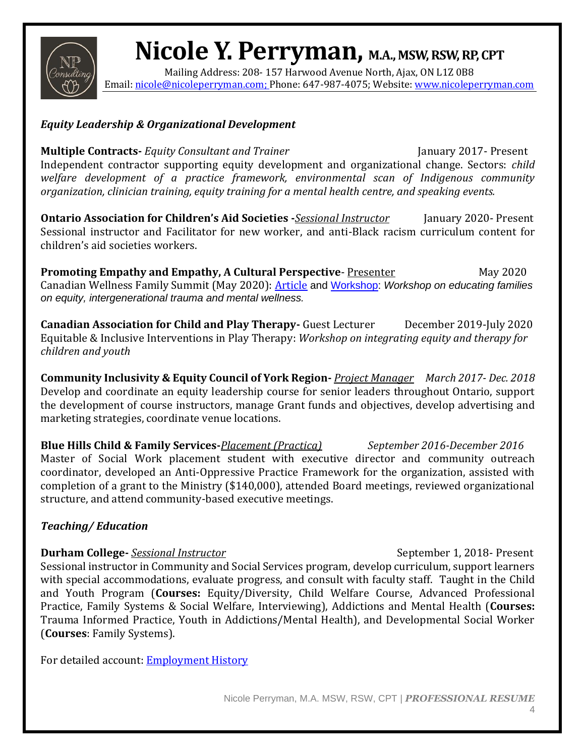# Nicole Y. Perryman, M.A., MSW, RSW, RP, CPT

Mailing Address: 208- 157 Harwood Avenue North, Ajax, ON L1Z 0B8
Email: nicole@nicoleperryman.com; Phone: 647-987-4075; Website: www.nicoleperryman.com

## *Equity Leadership & Organizational Development*

**Multiple Contracts-** *Equity Consultant and Trainer* January 2017- Present
Independent contractor supporting equity development and organizational change. Sectors: *child welfare development of a practice framework, environmental scan of Indigenous community organization, clinician training, equity training for a mental health centre, and speaking events.*

**Ontario Association for Children's Aid Societies -***Sessional Instructor* January 2020- Present
Sessional instructor and Facilitator for new worker, and anti-Black racism curriculum content for children's aid societies workers.

**Promoting Empathy and Empathy, A Cultural Perspective**- Presenter May 2020
Canadian Wellness Family Summit (May 2020): Article and Workshop: *Workshop on educating families on equity, intergenerational trauma and mental wellness.*

**Canadian Association for Child and Play Therapy-** Guest Lecturer December 2019-July 2020
Equitable & Inclusive Interventions in Play Therapy: *Workshop on integrating equity and therapy for children and youth*

**Community Inclusivity & Equity Council of York Region-** *Project Manager* *March 2017- Dec. 2018*
Develop and coordinate an equity leadership course for senior leaders throughout Ontario, support the development of course instructors, manage Grant funds and objectives, develop advertising and marketing strategies, coordinate venue locations.

**Blue Hills Child & Family Services-***Placement (Practica)* *September 2016-December 2016*
Master of Social Work placement student with executive director and community outreach coordinator, developed an Anti-Oppressive Practice Framework for the organization, assisted with completion of a grant to the Ministry ($140,000), attended Board meetings, reviewed organizational structure, and attend community-based executive meetings.

## *Teaching/ Education*

**Durham College-** *Sessional Instructor* September 1, 2018- Present
Sessional instructor in Community and Social Services program, develop curriculum, support learners with special accommodations, evaluate progress, and consult with faculty staff. Taught in the Child and Youth Program (**Courses:** Equity/Diversity, Child Welfare Course, Advanced Professional Practice, Family Systems & Social Welfare, Interviewing), Addictions and Mental Health (**Courses:** Trauma Informed Practice, Youth in Addictions/Mental Health), and Developmental Social Worker (**Courses**: Family Systems).

For detailed account: Employment History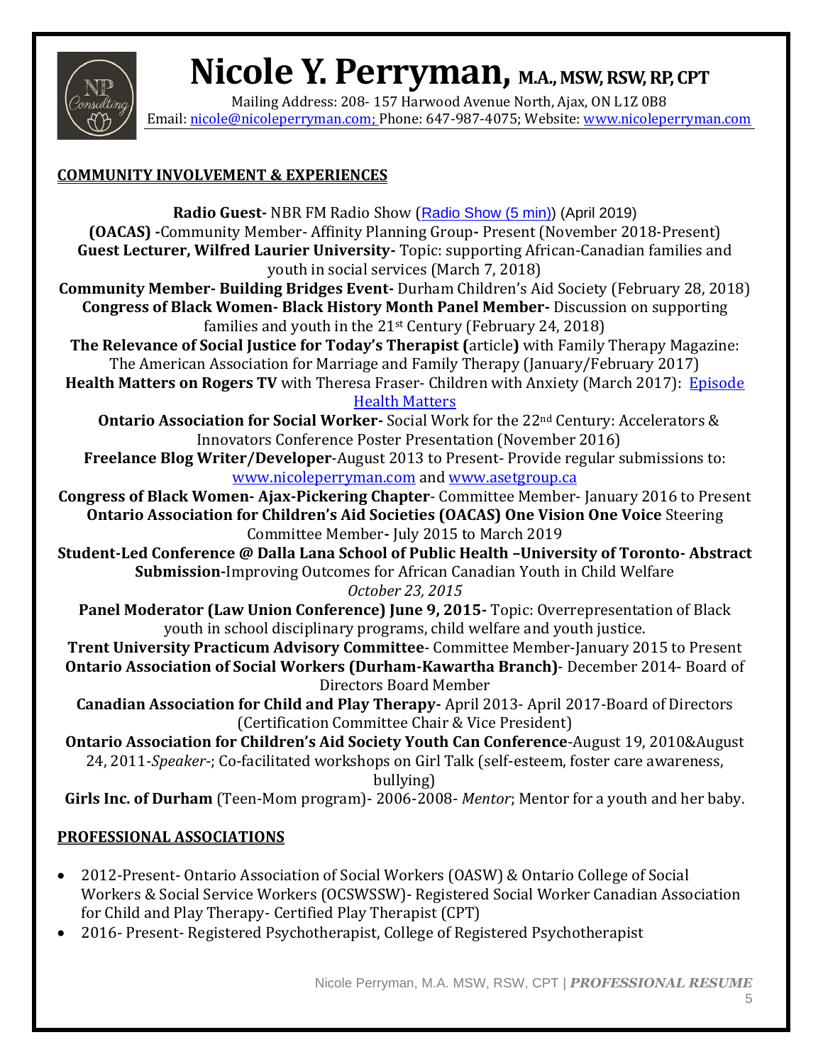# Nicole Y. Perryman, M.A., MSW, RSW, RP, CPT

Mailing Address: 208- 157 Harwood Avenue North, Ajax, ON L1Z 0B8
Email: nicole@nicoleperryman.com; Phone: 647-987-4075; Website: www.nicoleperryman.com

## COMMUNITY INVOLVEMENT & EXPERIENCES

**Radio Guest-** NBR FM Radio Show (Radio Show (5 min)) (April 2019)

**(OACAS) -**Community Member- Affinity Planning Group- Present (November 2018-Present)

**Guest Lecturer, Wilfred Laurier University-** Topic: supporting African-Canadian families and youth in social services (March 7, 2018)

**Community Member- Building Bridges Event-** Durham Children's Aid Society (February 28, 2018)

**Congress of Black Women- Black History Month Panel Member-** Discussion on supporting families and youth in the 21st Century (February 24, 2018)

**The Relevance of Social Justice for Today's Therapist (**article**)** with Family Therapy Magazine: The American Association for Marriage and Family Therapy (January/February 2017)

**Health Matters on Rogers TV** with Theresa Fraser- Children with Anxiety (March 2017): Episode Health Matters

**Ontario Association for Social Worker-** Social Work for the 22nd Century: Accelerators & Innovators Conference Poster Presentation (November 2016)

**Freelance Blog Writer/Developer**-August 2013 to Present- Provide regular submissions to: www.nicoleperryman.com and www.asetgroup.ca

**Congress of Black Women- Ajax-Pickering Chapter**- Committee Member- January 2016 to Present

**Ontario Association for Children's Aid Societies (OACAS) One Vision One Voice** Steering Committee Member**-** July 2015 to March 2019

**Student-Led Conference @ Dalla Lana School of Public Health –University of Toronto- Abstract Submission-**Improving Outcomes for African Canadian Youth in Child Welfare *October 23, 2015*

**Panel Moderator (Law Union Conference) June 9, 2015-** Topic: Overrepresentation of Black youth in school disciplinary programs, child welfare and youth justice.

**Trent University Practicum Advisory Committee**- Committee Member-January 2015 to Present

**Ontario Association of Social Workers (Durham-Kawartha Branch)**- December 2014- Board of Directors Board Member

**Canadian Association for Child and Play Therapy-** April 2013- April 2017-Board of Directors (Certification Committee Chair & Vice President)

**Ontario Association for Children's Aid Society Youth Can Conference**-August 19, 2010&August 24, 2011-*Speaker*-; Co-facilitated workshops on Girl Talk (self-esteem, foster care awareness, bullying)

**Girls Inc. of Durham** (Teen-Mom program)- 2006-2008- *Mentor*; Mentor for a youth and her baby.

## PROFESSIONAL ASSOCIATIONS

- 2012-Present- Ontario Association of Social Workers (OASW) & Ontario College of Social Workers & Social Service Workers (OCSWSSW)- Registered Social Worker Canadian Association for Child and Play Therapy- Certified Play Therapist (CPT)
- 2016- Present- Registered Psychotherapist, College of Registered Psychotherapist